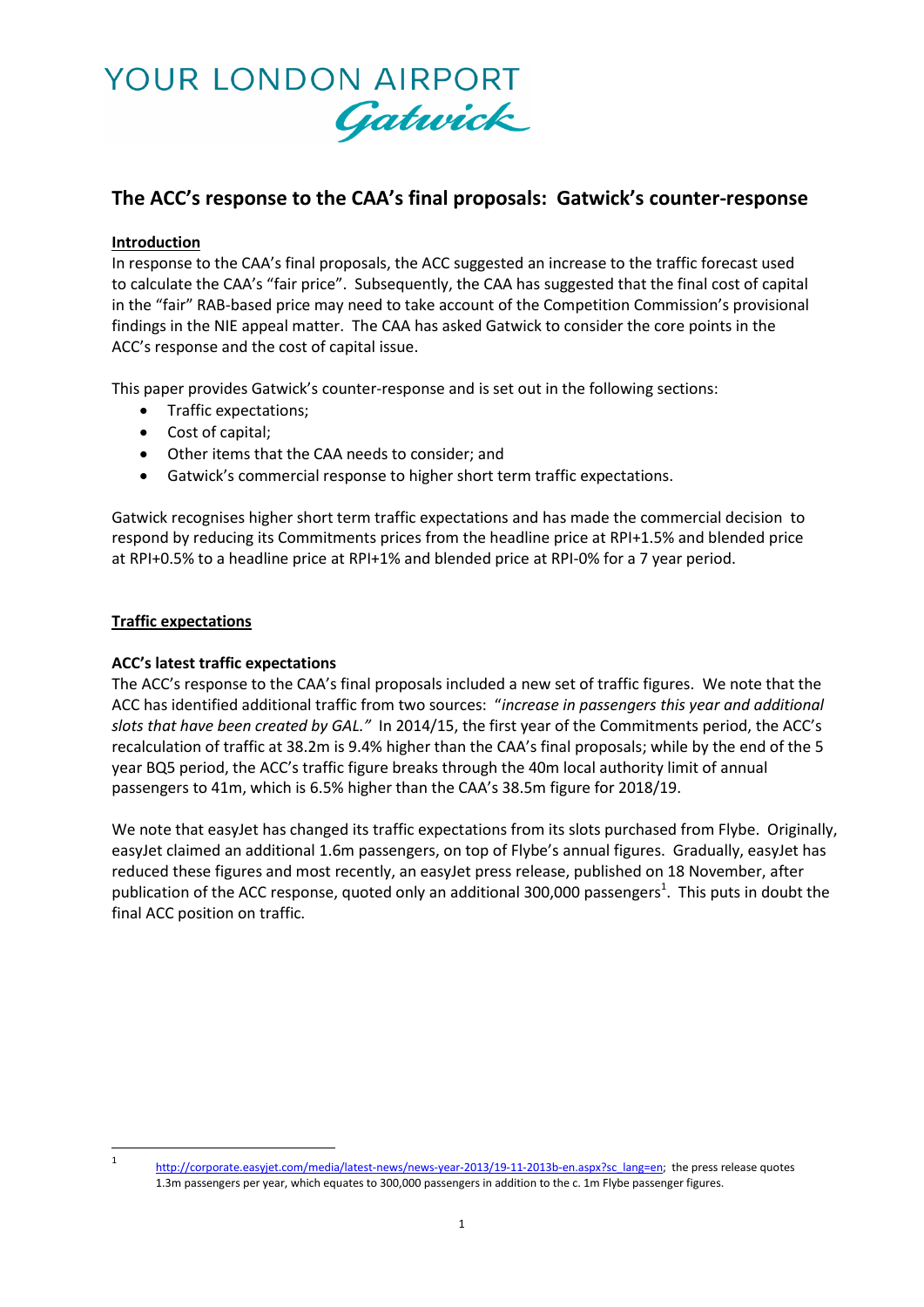YOUR LONDON AIRPORT *Gatwick*

# The ACC's response to the CAA's final proposals: Gatwick's counter-response

## Introduction

In response to the CAA's final proposals, the ACC suggested an increase to the traffic forecast used to calculate the CAA's "fair price". Subsequently, the CAA has suggested that the final cost of capital in the "fair" RAB-based price may need to take account of the Competition Commission's provisional findings in the NIE appeal matter. The CAA has asked Gatwick to consider the core points in the ACC's response and the cost of capital issue.

This paper provides Gatwick's counter-response and is set out in the following sections:

- Traffic expectations;
- Cost of capital;
- Other items that the CAA needs to consider; and
- Gatwick's commercial response to higher short term traffic expectations.

Gatwick recognises higher short term traffic expectations and has made the commercial decision to respond by reducing its Commitments prices from the headline price at RPI+1.5% and blended price at RPI+0.5% to a headline price at RPI+1% and blended price at RPI-0% for a 7 year period.

## Traffic expectations

### ACC's latest traffic expectations

The ACC's response to the CAA's final proposals included a new set of traffic figures. We note that the ACC has identified additional traffic from two sources: "*increase in passengers this year and additional slots that have been created by GAL.*" In 2014/15, the first year of the Commitments period, the ACC's recalculation of traffic at 38.2m is 9.4% higher than the CAA's final proposals; while by the end of the 5 year BQ5 period, the ACC's traffic figure breaks through the 40m local authority limit of annual passengers to 41m, which is 6.5% higher than the CAA's 38.5m figure for 2018/19.

We note that easyJet has changed its traffic expectations from its slots purchased from Flybe. Originally, easyJet claimed an additional 1.6m passengers, on top of Flybe's annual figures. Gradually, easyJet has reduced these figures and most recently, an easyJet press release, published on 18 November, after publication of the ACC response, quoted only an additional 300,000 passengers[1]. This puts in doubt the final ACC position on traffic.

---

[1] http://corporate.easyjet.com/media/latest-news/news-year-2013/19-11-2013b-en.aspx?sc_lang=en; the press release quotes 1.3m passengers per year, which equates to 300,000 passengers in addition to the c. 1m Flybe passenger figures.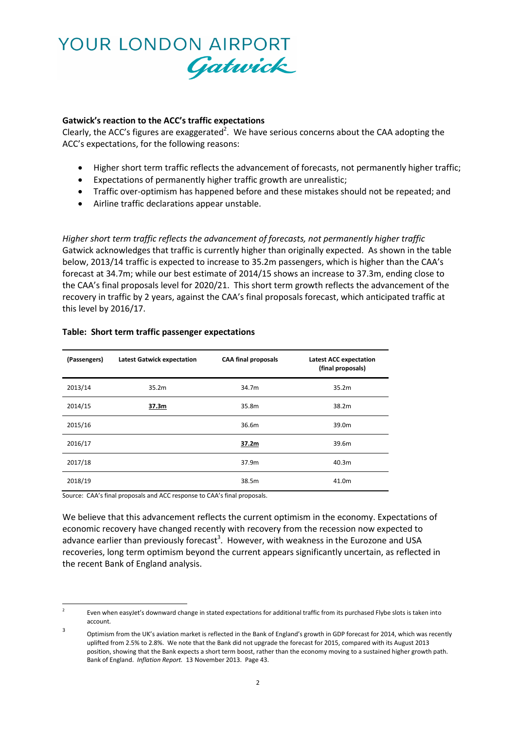**Gatwick's reaction to the ACC's traffic expectations**

Clearly, the ACC's figures are exaggerated[2]. We have serious concerns about the CAA adopting the ACC's expectations, for the following reasons:

- Higher short term traffic reflects the advancement of forecasts, not permanently higher traffic;
- Expectations of permanently higher traffic growth are unrealistic;
- Traffic over-optimism has happened before and these mistakes should not be repeated; and
- Airline traffic declarations appear unstable.

*Higher short term traffic reflects the advancement of forecasts, not permanently higher traffic*

Gatwick acknowledges that traffic is currently higher than originally expected. As shown in the table below, 2013/14 traffic is expected to increase to 35.2m passengers, which is higher than the CAA's forecast at 34.7m; while our best estimate of 2014/15 shows an increase to 37.3m, ending close to the CAA's final proposals level for 2020/21. This short term growth reflects the advancement of the recovery in traffic by 2 years, against the CAA's final proposals forecast, which anticipated traffic at this level by 2016/17.

**Table: Short term traffic passenger expectations**

| (Passengers) | Latest Gatwick expectation | CAA final proposals | Latest ACC expectation (final proposals) |
|---|---|---|---|
| 2013/14 | 35.2m | 34.7m | 35.2m |
| 2014/15 | **37.3m** | 35.8m | 38.2m |
| 2015/16 | | 36.6m | 39.0m |
| 2016/17 | | **37.2m** | 39.6m |
| 2017/18 | | 37.9m | 40.3m |
| 2018/19 | | 38.5m | 41.0m |

Source: CAA's final proposals and ACC response to CAA's final proposals.

We believe that this advancement reflects the current optimism in the economy. Expectations of economic recovery have changed recently with recovery from the recession now expected to advance earlier than previously forecast[3]. However, with weakness in the Eurozone and USA recoveries, long term optimism beyond the current appears significantly uncertain, as reflected in the recent Bank of England analysis.

---

[2] Even when easyJet's downward change in stated expectations for additional traffic from its purchased Flybe slots is taken into account.

[3] Optimism from the UK's aviation market is reflected in the Bank of England's growth in GDP forecast for 2014, which was recently uplifted from 2.5% to 2.8%. We note that the Bank did not upgrade the forecast for 2015, compared with its August 2013 position, showing that the Bank expects a short term boost, rather than the economy moving to a sustained higher growth path. Bank of England. *Inflation Report.* 13 November 2013. Page 43.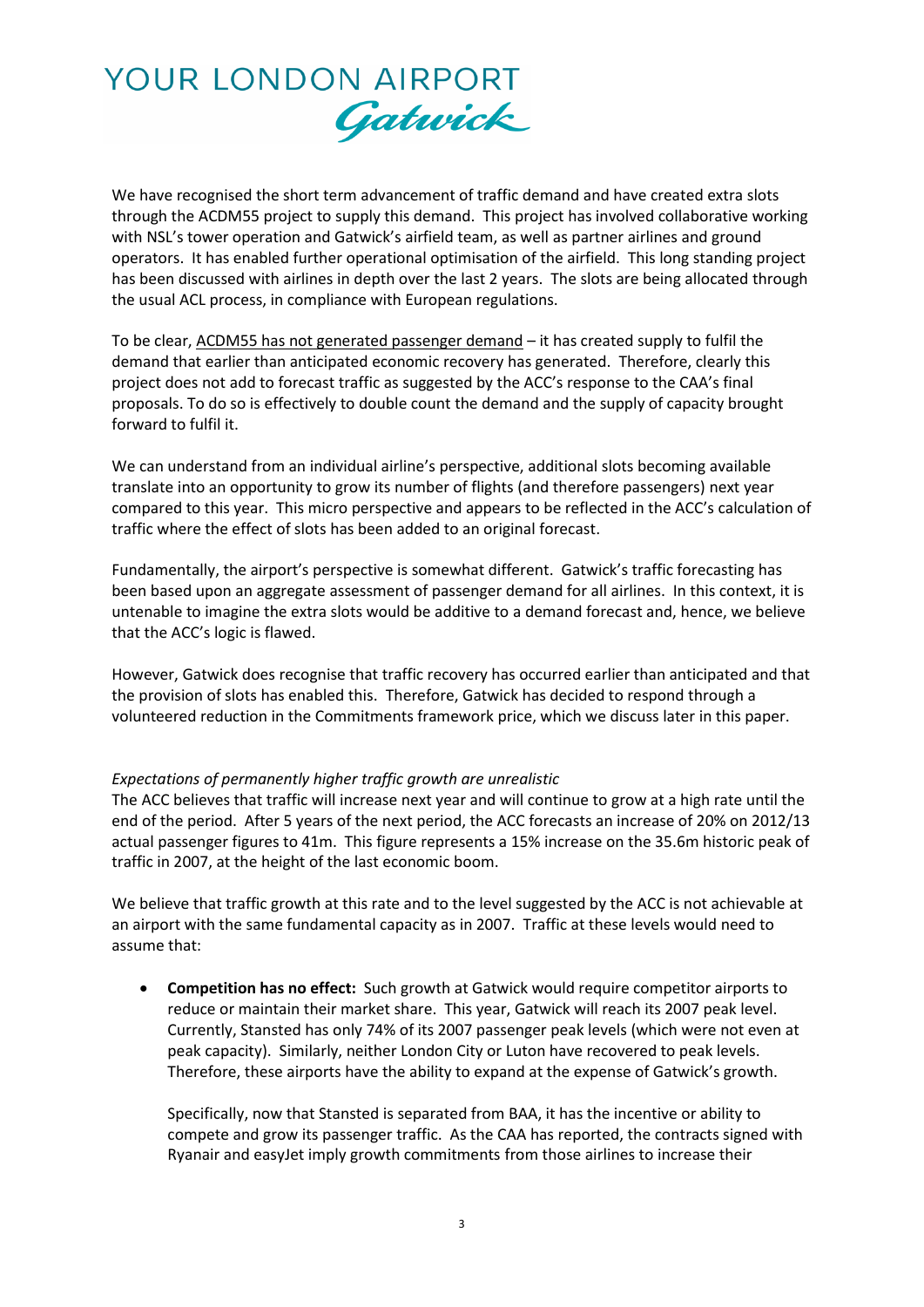We have recognised the short term advancement of traffic demand and have created extra slots through the ACDM55 project to supply this demand. This project has involved collaborative working with NSL's tower operation and Gatwick's airfield team, as well as partner airlines and ground operators. It has enabled further operational optimisation of the airfield. This long standing project has been discussed with airlines in depth over the last 2 years. The slots are being allocated through the usual ACL process, in compliance with European regulations.

To be clear, <u>ACDM55 has not generated passenger demand</u> – it has created supply to fulfil the demand that earlier than anticipated economic recovery has generated. Therefore, clearly this project does not add to forecast traffic as suggested by the ACC's response to the CAA's final proposals. To do so is effectively to double count the demand and the supply of capacity brought forward to fulfil it.

We can understand from an individual airline's perspective, additional slots becoming available translate into an opportunity to grow its number of flights (and therefore passengers) next year compared to this year. This micro perspective and appears to be reflected in the ACC's calculation of traffic where the effect of slots has been added to an original forecast.

Fundamentally, the airport's perspective is somewhat different. Gatwick's traffic forecasting has been based upon an aggregate assessment of passenger demand for all airlines. In this context, it is untenable to imagine the extra slots would be additive to a demand forecast and, hence, we believe that the ACC's logic is flawed.

However, Gatwick does recognise that traffic recovery has occurred earlier than anticipated and that the provision of slots has enabled this. Therefore, Gatwick has decided to respond through a volunteered reduction in the Commitments framework price, which we discuss later in this paper.

*Expectations of permanently higher traffic growth are unrealistic*

The ACC believes that traffic will increase next year and will continue to grow at a high rate until the end of the period. After 5 years of the next period, the ACC forecasts an increase of 20% on 2012/13 actual passenger figures to 41m. This figure represents a 15% increase on the 35.6m historic peak of traffic in 2007, at the height of the last economic boom.

We believe that traffic growth at this rate and to the level suggested by the ACC is not achievable at an airport with the same fundamental capacity as in 2007. Traffic at these levels would need to assume that:

- **Competition has no effect:** Such growth at Gatwick would require competitor airports to reduce or maintain their market share. This year, Gatwick will reach its 2007 peak level. Currently, Stansted has only 74% of its 2007 passenger peak levels (which were not even at peak capacity). Similarly, neither London City or Luton have recovered to peak levels. Therefore, these airports have the ability to expand at the expense of Gatwick's growth.

  Specifically, now that Stansted is separated from BAA, it has the incentive or ability to compete and grow its passenger traffic. As the CAA has reported, the contracts signed with Ryanair and easyJet imply growth commitments from those airlines to increase their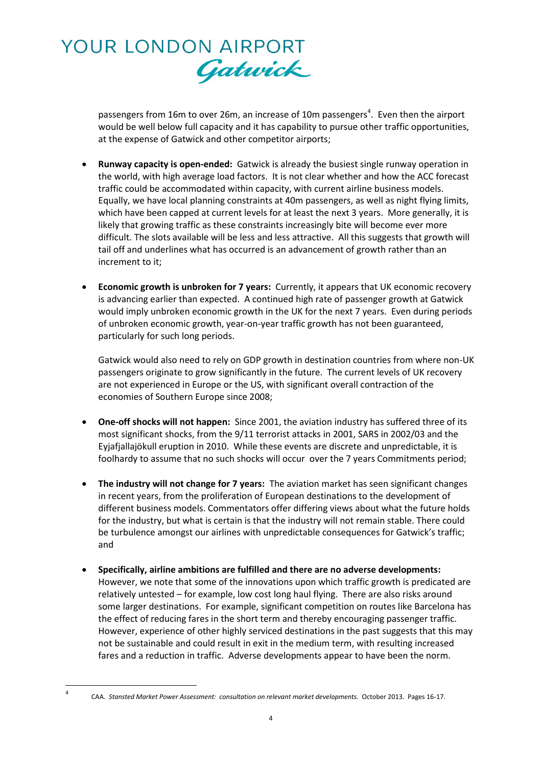passengers from 16m to over 26m, an increase of 10m passengers[4]. Even then the airport would be well below full capacity and it has capability to pursue other traffic opportunities, at the expense of Gatwick and other competitor airports;

- **Runway capacity is open-ended:** Gatwick is already the busiest single runway operation in the world, with high average load factors. It is not clear whether and how the ACC forecast traffic could be accommodated within capacity, with current airline business models. Equally, we have local planning constraints at 40m passengers, as well as night flying limits, which have been capped at current levels for at least the next 3 years. More generally, it is likely that growing traffic as these constraints increasingly bite will become ever more difficult. The slots available will be less and less attractive. All this suggests that growth will tail off and underlines what has occurred is an advancement of growth rather than an increment to it;

- **Economic growth is unbroken for 7 years:** Currently, it appears that UK economic recovery is advancing earlier than expected. A continued high rate of passenger growth at Gatwick would imply unbroken economic growth in the UK for the next 7 years. Even during periods of unbroken economic growth, year-on-year traffic growth has not been guaranteed, particularly for such long periods.

  Gatwick would also need to rely on GDP growth in destination countries from where non-UK passengers originate to grow significantly in the future. The current levels of UK recovery are not experienced in Europe or the US, with significant overall contraction of the economies of Southern Europe since 2008;

- **One-off shocks will not happen:** Since 2001, the aviation industry has suffered three of its most significant shocks, from the 9/11 terrorist attacks in 2001, SARS in 2002/03 and the Eyjafjallajökull eruption in 2010. While these events are discrete and unpredictable, it is foolhardy to assume that no such shocks will occur over the 7 years Commitments period;

- **The industry will not change for 7 years:** The aviation market has seen significant changes in recent years, from the proliferation of European destinations to the development of different business models. Commentators offer differing views about what the future holds for the industry, but what is certain is that the industry will not remain stable. There could be turbulence amongst our airlines with unpredictable consequences for Gatwick's traffic; and

- **Specifically, airline ambitions are fulfilled and there are no adverse developments:** However, we note that some of the innovations upon which traffic growth is predicated are relatively untested – for example, low cost long haul flying. There are also risks around some larger destinations. For example, significant competition on routes like Barcelona has the effect of reducing fares in the short term and thereby encouraging passenger traffic. However, experience of other highly serviced destinations in the past suggests that this may not be sustainable and could result in exit in the medium term, with resulting increased fares and a reduction in traffic. Adverse developments appear to have been the norm.

[4] CAA. *Stansted Market Power Assessment: consultation on relevant market developments*. October 2013. Pages 16-17.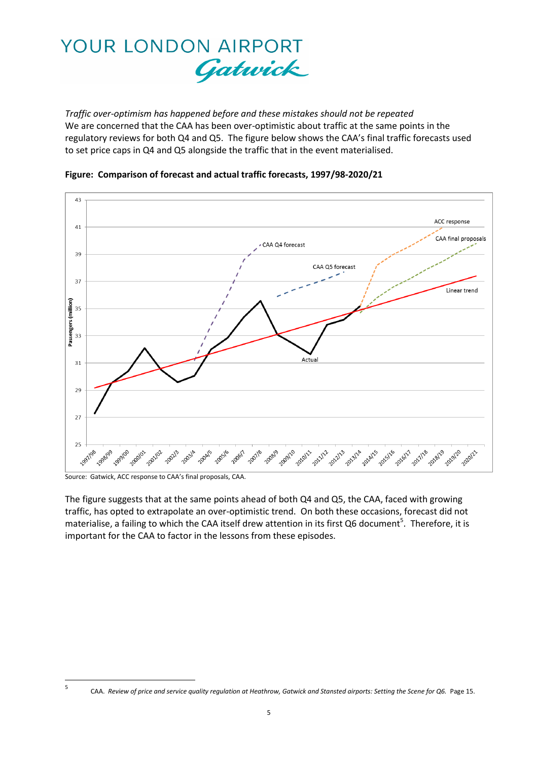*Traffic over-optimism has happened before and these mistakes should not be repeated*

We are concerned that the CAA has been over-optimistic about traffic at the same points in the regulatory reviews for both Q4 and Q5. The figure below shows the CAA's final traffic forecasts used to set price caps in Q4 and Q5 alongside the traffic that in the event materialised.

**Figure: Comparison of forecast and actual traffic forecasts, 1997/98-2020/21**

Source: Gatwick, ACC response to CAA's final proposals, CAA.

The figure suggests that at the same points ahead of both Q4 and Q5, the CAA, faced with growing traffic, has opted to extrapolate an over-optimistic trend. On both these occasions, forecast did not materialise, a failing to which the CAA itself drew attention in its first Q6 document[5]. Therefore, it is important for the CAA to factor in the lessons from these episodes.

---

[5] CAA. *Review of price and service quality regulation at Heathrow, Gatwick and Stansted airports: Setting the Scene for Q6.* Page 15.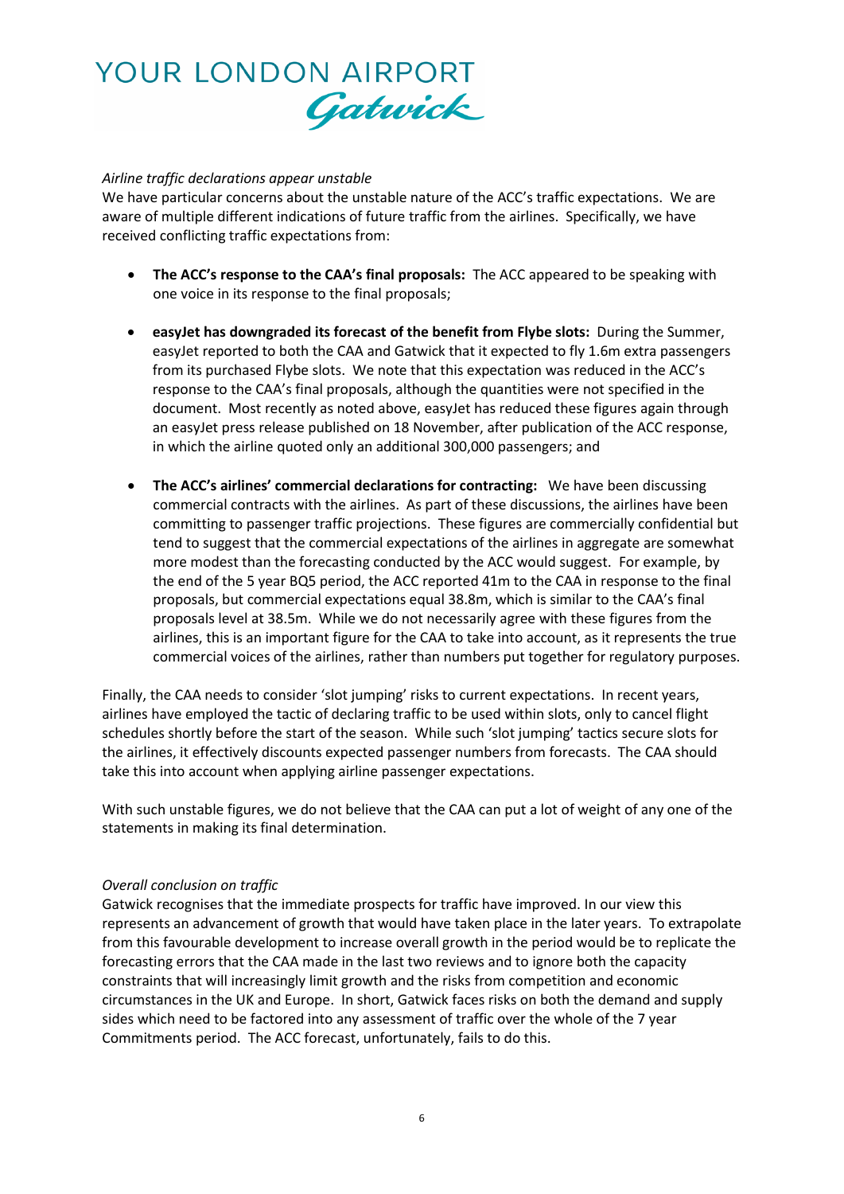*Airline traffic declarations appear unstable*

We have particular concerns about the unstable nature of the ACC's traffic expectations. We are aware of multiple different indications of future traffic from the airlines. Specifically, we have received conflicting traffic expectations from:

- **The ACC's response to the CAA's final proposals:** The ACC appeared to be speaking with one voice in its response to the final proposals;
- **easyJet has downgraded its forecast of the benefit from Flybe slots:** During the Summer, easyJet reported to both the CAA and Gatwick that it expected to fly 1.6m extra passengers from its purchased Flybe slots. We note that this expectation was reduced in the ACC's response to the CAA's final proposals, although the quantities were not specified in the document. Most recently as noted above, easyJet has reduced these figures again through an easyJet press release published on 18 November, after publication of the ACC response, in which the airline quoted only an additional 300,000 passengers; and
- **The ACC's airlines' commercial declarations for contracting:** We have been discussing commercial contracts with the airlines. As part of these discussions, the airlines have been committing to passenger traffic projections. These figures are commercially confidential but tend to suggest that the commercial expectations of the airlines in aggregate are somewhat more modest than the forecasting conducted by the ACC would suggest. For example, by the end of the 5 year BQ5 period, the ACC reported 41m to the CAA in response to the final proposals, but commercial expectations equal 38.8m, which is similar to the CAA's final proposals level at 38.5m. While we do not necessarily agree with these figures from the airlines, this is an important figure for the CAA to take into account, as it represents the true commercial voices of the airlines, rather than numbers put together for regulatory purposes.

Finally, the CAA needs to consider 'slot jumping' risks to current expectations. In recent years, airlines have employed the tactic of declaring traffic to be used within slots, only to cancel flight schedules shortly before the start of the season. While such 'slot jumping' tactics secure slots for the airlines, it effectively discounts expected passenger numbers from forecasts. The CAA should take this into account when applying airline passenger expectations.

With such unstable figures, we do not believe that the CAA can put a lot of weight of any one of the statements in making its final determination.

*Overall conclusion on traffic*

Gatwick recognises that the immediate prospects for traffic have improved. In our view this represents an advancement of growth that would have taken place in the later years. To extrapolate from this favourable development to increase overall growth in the period would be to replicate the forecasting errors that the CAA made in the last two reviews and to ignore both the capacity constraints that will increasingly limit growth and the risks from competition and economic circumstances in the UK and Europe. In short, Gatwick faces risks on both the demand and supply sides which need to be factored into any assessment of traffic over the whole of the 7 year Commitments period. The ACC forecast, unfortunately, fails to do this.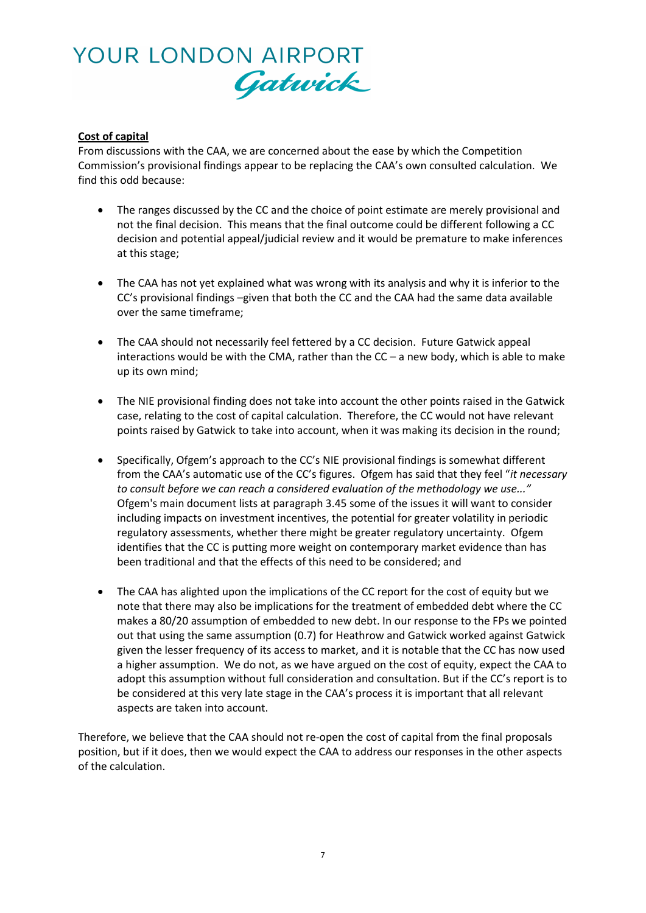**Cost of capital**

From discussions with the CAA, we are concerned about the ease by which the Competition Commission's provisional findings appear to be replacing the CAA's own consulted calculation. We find this odd because:

- The ranges discussed by the CC and the choice of point estimate are merely provisional and not the final decision. This means that the final outcome could be different following a CC decision and potential appeal/judicial review and it would be premature to make inferences at this stage;

- The CAA has not yet explained what was wrong with its analysis and why it is inferior to the CC's provisional findings –given that both the CC and the CAA had the same data available over the same timeframe;

- The CAA should not necessarily feel fettered by a CC decision. Future Gatwick appeal interactions would be with the CMA, rather than the CC – a new body, which is able to make up its own mind;

- The NIE provisional finding does not take into account the other points raised in the Gatwick case, relating to the cost of capital calculation. Therefore, the CC would not have relevant points raised by Gatwick to take into account, when it was making its decision in the round;

- Specifically, Ofgem's approach to the CC's NIE provisional findings is somewhat different from the CAA's automatic use of the CC's figures. Ofgem has said that they feel "*it necessary to consult before we can reach a considered evaluation of the methodology we use..."* Ofgem's main document lists at paragraph 3.45 some of the issues it will want to consider including impacts on investment incentives, the potential for greater volatility in periodic regulatory assessments, whether there might be greater regulatory uncertainty. Ofgem identifies that the CC is putting more weight on contemporary market evidence than has been traditional and that the effects of this need to be considered; and

- The CAA has alighted upon the implications of the CC report for the cost of equity but we note that there may also be implications for the treatment of embedded debt where the CC makes a 80/20 assumption of embedded to new debt. In our response to the FPs we pointed out that using the same assumption (0.7) for Heathrow and Gatwick worked against Gatwick given the lesser frequency of its access to market, and it is notable that the CC has now used a higher assumption. We do not, as we have argued on the cost of equity, expect the CAA to adopt this assumption without full consideration and consultation. But if the CC's report is to be considered at this very late stage in the CAA's process it is important that all relevant aspects are taken into account.

Therefore, we believe that the CAA should not re-open the cost of capital from the final proposals position, but if it does, then we would expect the CAA to address our responses in the other aspects of the calculation.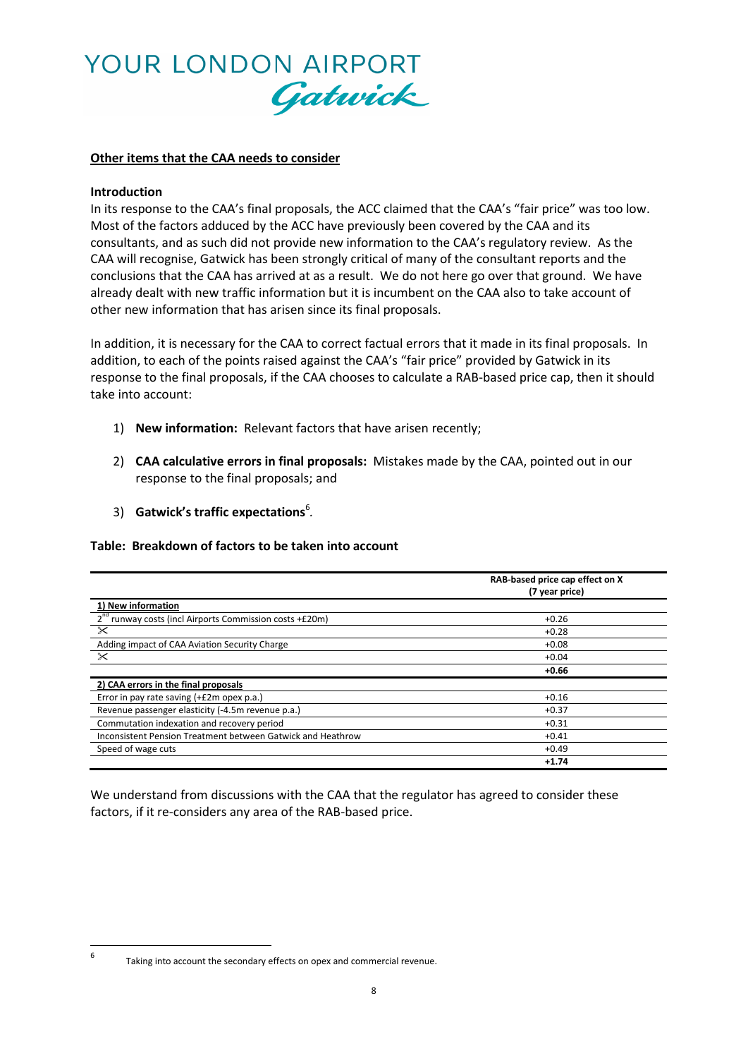YOUR LONDON AIRPORT Gatwick

**Other items that the CAA needs to consider**

**Introduction**

In its response to the CAA's final proposals, the ACC claimed that the CAA's "fair price" was too low. Most of the factors adduced by the ACC have previously been covered by the CAA and its consultants, and as such did not provide new information to the CAA's regulatory review. As the CAA will recognise, Gatwick has been strongly critical of many of the consultant reports and the conclusions that the CAA has arrived at as a result. We do not here go over that ground. We have already dealt with new traffic information but it is incumbent on the CAA also to take account of other new information that has arisen since its final proposals.

In addition, it is necessary for the CAA to correct factual errors that it made in its final proposals. In addition, to each of the points raised against the CAA's "fair price" provided by Gatwick in its response to the final proposals, if the CAA chooses to calculate a RAB-based price cap, then it should take into account:

1) **New information:** Relevant factors that have arisen recently;
2) **CAA calculative errors in final proposals:** Mistakes made by the CAA, pointed out in our response to the final proposals; and
3) **Gatwick's traffic expectations**[6].

**Table: Breakdown of factors to be taken into account**

| | **RAB-based price cap effect on X (7 year price)** |
|---|---|
| **1) New information** | |
| 2nd runway costs (incl Airports Commission costs +£20m) | +0.26 |
| ✂ | +0.28 |
| Adding impact of CAA Aviation Security Charge | +0.08 |
| ✂ | +0.04 |
| | **+0.66** |
| **2) CAA errors in the final proposals** | |
| Error in pay rate saving (+£2m opex p.a.) | +0.16 |
| Revenue passenger elasticity (-4.5m revenue p.a.) | +0.37 |
| Commutation indexation and recovery period | +0.31 |
| Inconsistent Pension Treatment between Gatwick and Heathrow | +0.41 |
| Speed of wage cuts | +0.49 |
| | **+1.74** |

We understand from discussions with the CAA that the regulator has agreed to consider these factors, if it re-considers any area of the RAB-based price.

[6] Taking into account the secondary effects on opex and commercial revenue.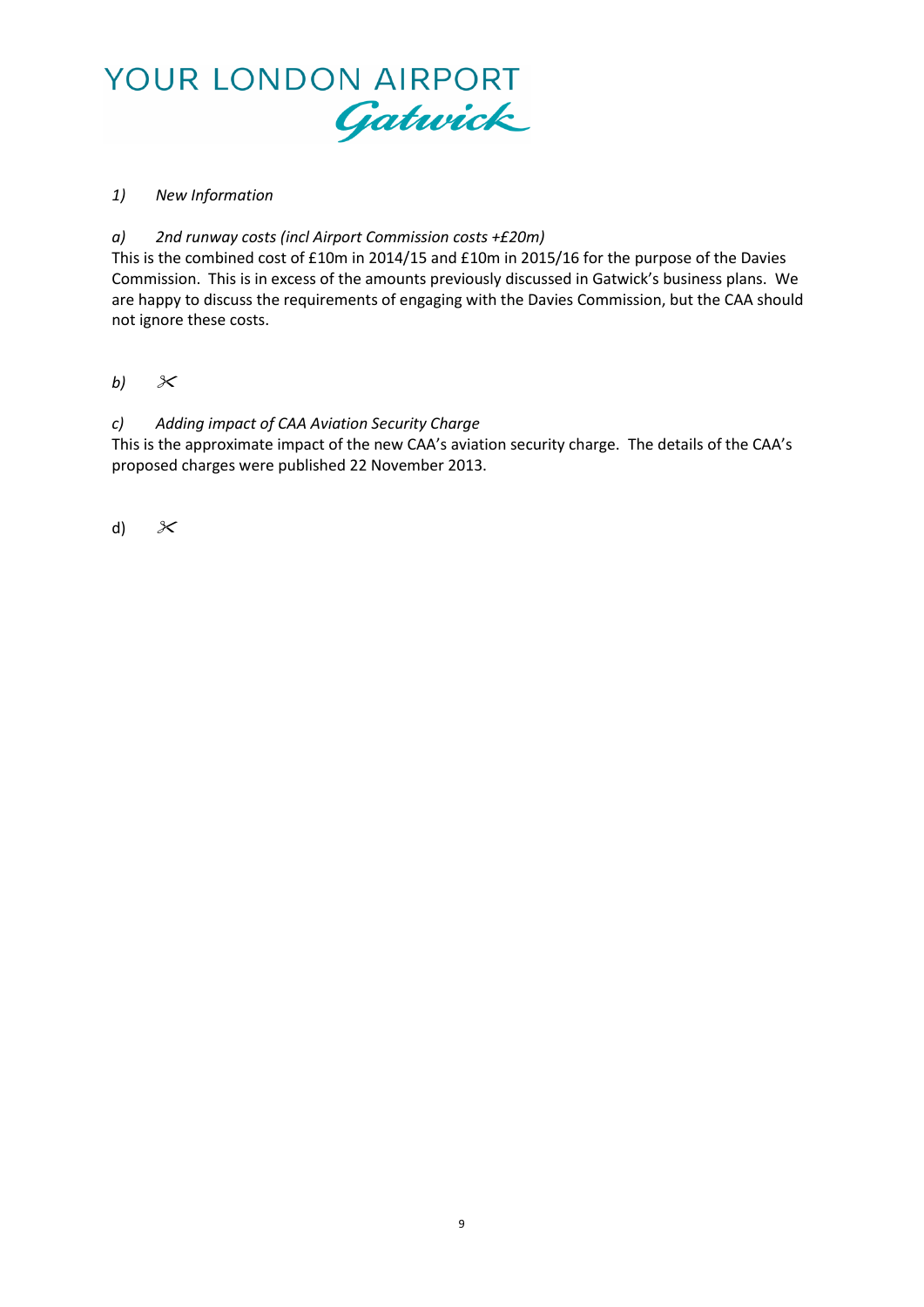*1) New Information*

*a) 2nd runway costs (incl Airport Commission costs +£20m)*

This is the combined cost of £10m in 2014/15 and £10m in 2015/16 for the purpose of the Davies Commission. This is in excess of the amounts previously discussed in Gatwick's business plans. We are happy to discuss the requirements of engaging with the Davies Commission, but the CAA should not ignore these costs.

*b)* ✂

*c) Adding impact of CAA Aviation Security Charge*

This is the approximate impact of the new CAA's aviation security charge. The details of the CAA's proposed charges were published 22 November 2013.

d) ✂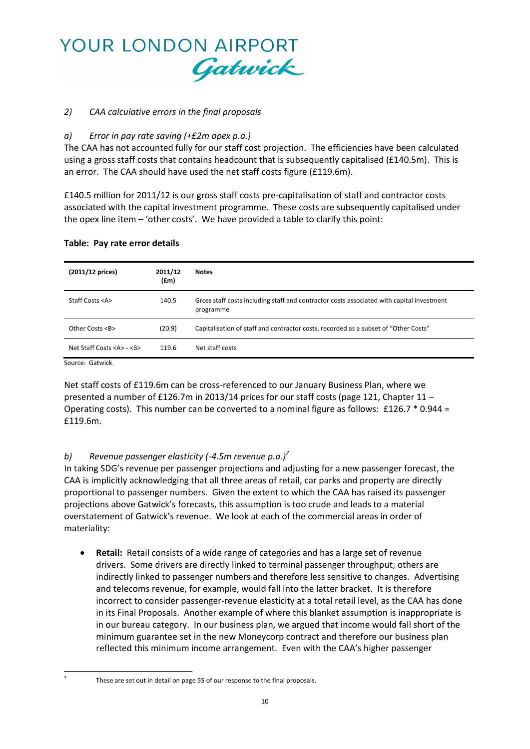*2) CAA calculative errors in the final proposals*

*a) Error in pay rate saving (+£2m opex p.a.)*

The CAA has not accounted fully for our staff cost projection. The efficiencies have been calculated using a gross staff costs that contains headcount that is subsequently capitalised (£140.5m). This is an error. The CAA should have used the net staff costs figure (£119.6m).

£140.5 million for 2011/12 is our gross staff costs pre-capitalisation of staff and contractor costs associated with the capital investment programme. These costs are subsequently capitalised under the opex line item – 'other costs'. We have provided a table to clarify this point:

**Table: Pay rate error details**

| (2011/12 prices) | 2011/12 (£m) | Notes |
|---|---|---|
| Staff Costs <A> | 140.5 | Gross staff costs including staff and contractor costs associated with capital investment programme |
| Other Costs <B> | (20.9) | Capitalisation of staff and contractor costs, recorded as a subset of "Other Costs" |
| Net Staff Costs <A> - <B> | 119.6 | Net staff costs |

Source: Gatwick.

Net staff costs of £119.6m can be cross-referenced to our January Business Plan, where we presented a number of £126.7m in 2013/14 prices for our staff costs (page 121, Chapter 11 – Operating costs). This number can be converted to a nominal figure as follows: £126.7 * 0.944 = £119.6m.

*b) Revenue passenger elasticity (-4.5m revenue p.a.)*[7]

In taking SDG's revenue per passenger projections and adjusting for a new passenger forecast, the CAA is implicitly acknowledging that all three areas of retail, car parks and property are directly proportional to passenger numbers. Given the extent to which the CAA has raised its passenger projections above Gatwick's forecasts, this assumption is too crude and leads to a material overstatement of Gatwick's revenue. We look at each of the commercial areas in order of materiality:

- **Retail:** Retail consists of a wide range of categories and has a large set of revenue drivers. Some drivers are directly linked to terminal passenger throughput; others are indirectly linked to passenger numbers and therefore less sensitive to changes. Advertising and telecoms revenue, for example, would fall into the latter bracket. It is therefore incorrect to consider passenger-revenue elasticity at a total retail level, as the CAA has done in its Final Proposals. Another example of where this blanket assumption is inappropriate is in our bureau category. In our business plan, we argued that income would fall short of the minimum guarantee set in the new Moneycorp contract and therefore our business plan reflected this minimum income arrangement. Even with the CAA's higher passenger

[7] These are set out in detail on page 55 of our response to the final proposals.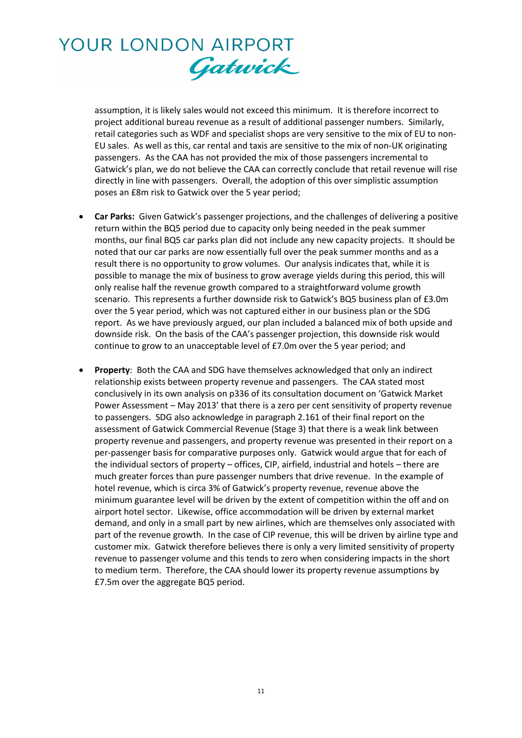assumption, it is likely sales would not exceed this minimum. It is therefore incorrect to project additional bureau revenue as a result of additional passenger numbers. Similarly, retail categories such as WDF and specialist shops are very sensitive to the mix of EU to non-EU sales. As well as this, car rental and taxis are sensitive to the mix of non-UK originating passengers. As the CAA has not provided the mix of those passengers incremental to Gatwick's plan, we do not believe the CAA can correctly conclude that retail revenue will rise directly in line with passengers. Overall, the adoption of this over simplistic assumption poses an £8m risk to Gatwick over the 5 year period;

- **Car Parks:** Given Gatwick's passenger projections, and the challenges of delivering a positive return within the BQ5 period due to capacity only being needed in the peak summer months, our final BQ5 car parks plan did not include any new capacity projects. It should be noted that our car parks are now essentially full over the peak summer months and as a result there is no opportunity to grow volumes. Our analysis indicates that, while it is possible to manage the mix of business to grow average yields during this period, this will only realise half the revenue growth compared to a straightforward volume growth scenario. This represents a further downside risk to Gatwick's BQ5 business plan of £3.0m over the 5 year period, which was not captured either in our business plan or the SDG report. As we have previously argued, our plan included a balanced mix of both upside and downside risk. On the basis of the CAA's passenger projection, this downside risk would continue to grow to an unacceptable level of £7.0m over the 5 year period; and

- **Property**: Both the CAA and SDG have themselves acknowledged that only an indirect relationship exists between property revenue and passengers. The CAA stated most conclusively in its own analysis on p336 of its consultation document on 'Gatwick Market Power Assessment – May 2013' that there is a zero per cent sensitivity of property revenue to passengers. SDG also acknowledge in paragraph 2.161 of their final report on the assessment of Gatwick Commercial Revenue (Stage 3) that there is a weak link between property revenue and passengers, and property revenue was presented in their report on a per-passenger basis for comparative purposes only. Gatwick would argue that for each of the individual sectors of property – offices, CIP, airfield, industrial and hotels – there are much greater forces than pure passenger numbers that drive revenue. In the example of hotel revenue, which is circa 3% of Gatwick's property revenue, revenue above the minimum guarantee level will be driven by the extent of competition within the off and on airport hotel sector. Likewise, office accommodation will be driven by external market demand, and only in a small part by new airlines, which are themselves only associated with part of the revenue growth. In the case of CIP revenue, this will be driven by airline type and customer mix. Gatwick therefore believes there is only a very limited sensitivity of property revenue to passenger volume and this tends to zero when considering impacts in the short to medium term. Therefore, the CAA should lower its property revenue assumptions by £7.5m over the aggregate BQ5 period.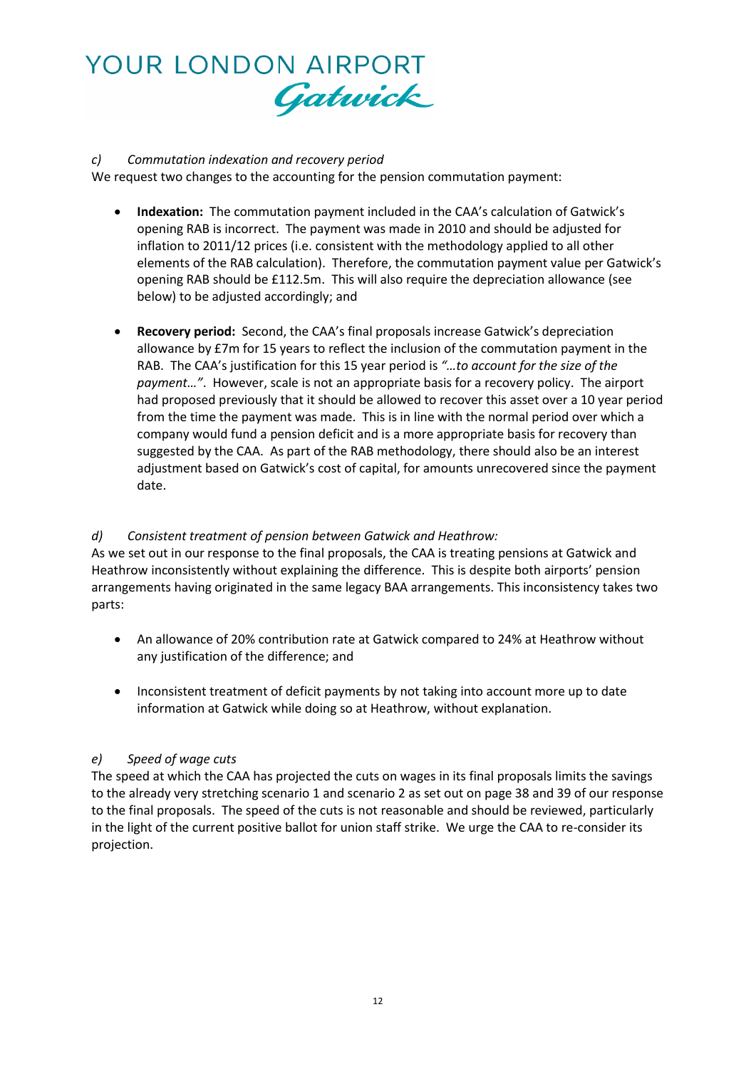*c) Commutation indexation and recovery period*

We request two changes to the accounting for the pension commutation payment:

- **Indexation:** The commutation payment included in the CAA's calculation of Gatwick's opening RAB is incorrect. The payment was made in 2010 and should be adjusted for inflation to 2011/12 prices (i.e. consistent with the methodology applied to all other elements of the RAB calculation). Therefore, the commutation payment value per Gatwick's opening RAB should be £112.5m. This will also require the depreciation allowance (see below) to be adjusted accordingly; and

- **Recovery period:** Second, the CAA's final proposals increase Gatwick's depreciation allowance by £7m for 15 years to reflect the inclusion of the commutation payment in the RAB. The CAA's justification for this 15 year period is *"…to account for the size of the payment…"*. However, scale is not an appropriate basis for a recovery policy. The airport had proposed previously that it should be allowed to recover this asset over a 10 year period from the time the payment was made. This is in line with the normal period over which a company would fund a pension deficit and is a more appropriate basis for recovery than suggested by the CAA. As part of the RAB methodology, there should also be an interest adjustment based on Gatwick's cost of capital, for amounts unrecovered since the payment date.

*d) Consistent treatment of pension between Gatwick and Heathrow:*

As we set out in our response to the final proposals, the CAA is treating pensions at Gatwick and Heathrow inconsistently without explaining the difference. This is despite both airports' pension arrangements having originated in the same legacy BAA arrangements. This inconsistency takes two parts:

- An allowance of 20% contribution rate at Gatwick compared to 24% at Heathrow without any justification of the difference; and

- Inconsistent treatment of deficit payments by not taking into account more up to date information at Gatwick while doing so at Heathrow, without explanation.

*e) Speed of wage cuts*

The speed at which the CAA has projected the cuts on wages in its final proposals limits the savings to the already very stretching scenario 1 and scenario 2 as set out on page 38 and 39 of our response to the final proposals. The speed of the cuts is not reasonable and should be reviewed, particularly in the light of the current positive ballot for union staff strike. We urge the CAA to re-consider its projection.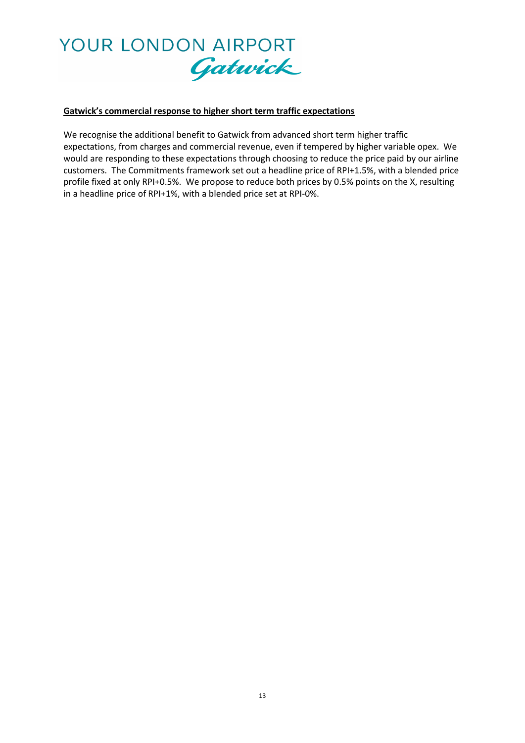YOUR LONDON AIRPORT
Gatwick

**Gatwick's commercial response to higher short term traffic expectations**

We recognise the additional benefit to Gatwick from advanced short term higher traffic expectations, from charges and commercial revenue, even if tempered by higher variable opex. We would are responding to these expectations through choosing to reduce the price paid by our airline customers. The Commitments framework set out a headline price of RPI+1.5%, with a blended price profile fixed at only RPI+0.5%. We propose to reduce both prices by 0.5% points on the X, resulting in a headline price of RPI+1%, with a blended price set at RPI-0%.